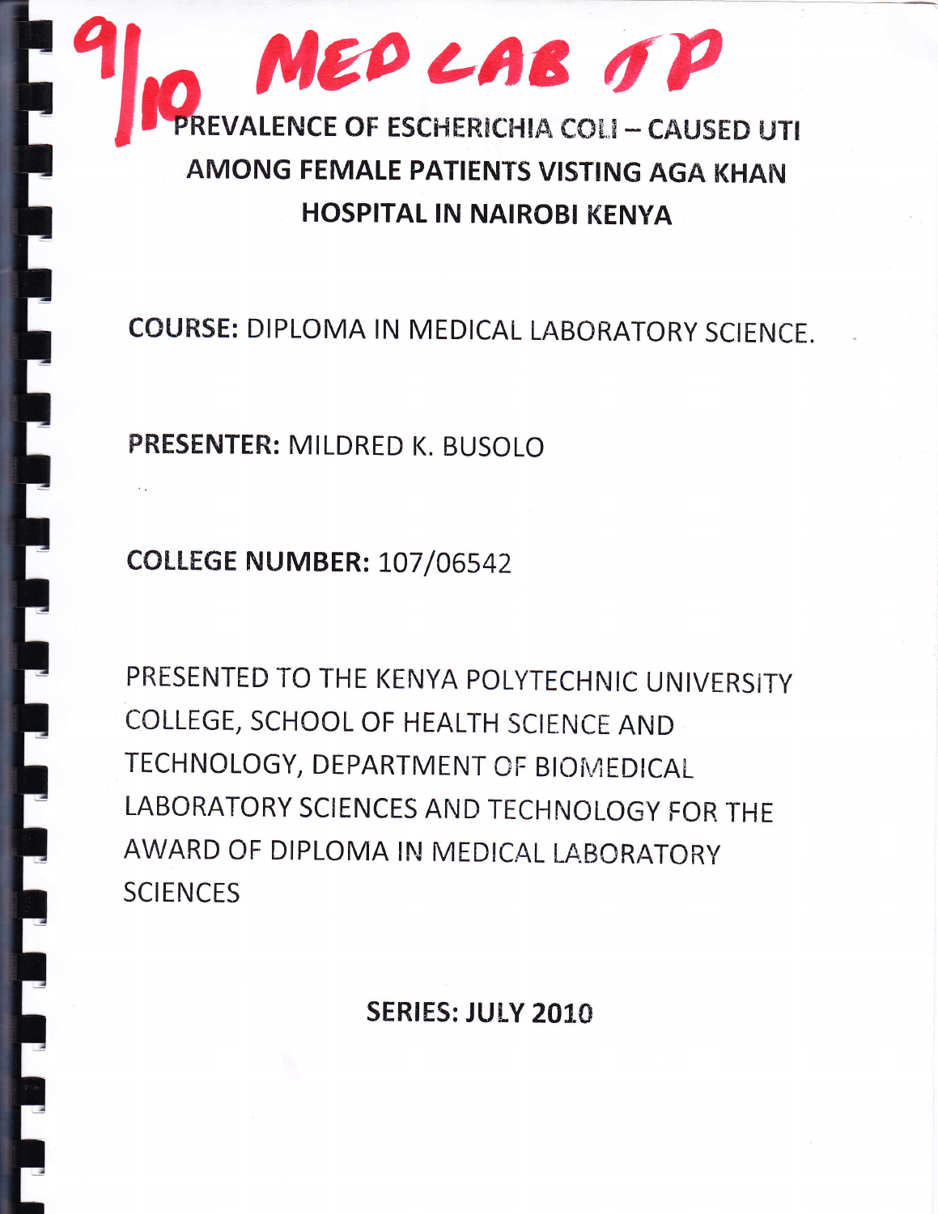9/10 MED LAB TP

# PREVALENCE OF ESCHERICHIA COLI – CAUSED UTI AMONG FEMALE PATIENTS VISTING AGA KHAN HOSPITAL IN NAIROBI KENYA

**COURSE:** DIPLOMA IN MEDICAL LABORATORY SCIENCE.

**PRESENTER:** MILDRED K. BUSOLO

**COLLEGE NUMBER:** 107/06542

PRESENTED TO THE KENYA POLYTECHNIC UNIVERSITY COLLEGE, SCHOOL OF HEALTH SCIENCE AND TECHNOLOGY, DEPARTMENT OF BIOMEDICAL LABORATORY SCIENCES AND TECHNOLOGY FOR THE AWARD OF DIPLOMA IN MEDICAL LABORATORY SCIENCES

**SERIES: JULY 2010**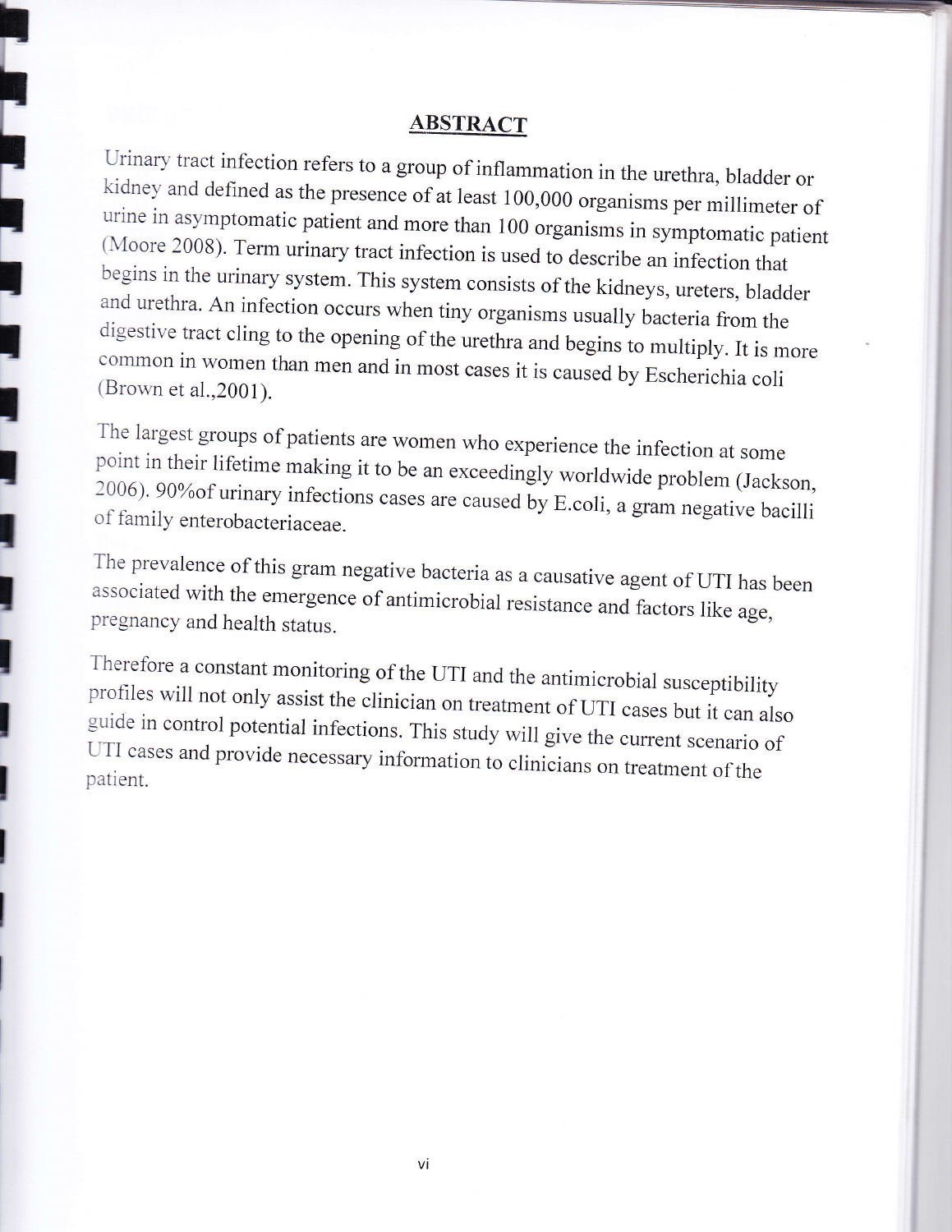## ABSTRACT

Urinary tract infection refers to a group of inflammation in the urethra, bladder or kidney and defined as the presence of at least 100,000 organisms per millimeter of urine in asymptomatic patient and more than 100 organisms in symptomatic patient (Moore 2008). Term urinary tract infection is used to describe an infection that begins in the urinary system. This system consists of the kidneys, ureters, bladder and urethra. An infection occurs when tiny organisms usually bacteria from the digestive tract cling to the opening of the urethra and begins to multiply. It is more common in women than men and in most cases it is caused by Escherichia coli (Brown et al.,2001).

The largest groups of patients are women who experience the infection at some point in their lifetime making it to be an exceedingly worldwide problem (Jackson, 2006). 90%of urinary infections cases are caused by E.coli, a gram negative bacilli of family enterobacteriaceae.

The prevalence of this gram negative bacteria as a causative agent of UTI has been associated with the emergence of antimicrobial resistance and factors like age, pregnancy and health status.

Therefore a constant monitoring of the UTI and the antimicrobial susceptibility profiles will not only assist the clinician on treatment of UTI cases but it can also guide in control potential infections. This study will give the current scenario of UTI cases and provide necessary information to clinicians on treatment of the patient.